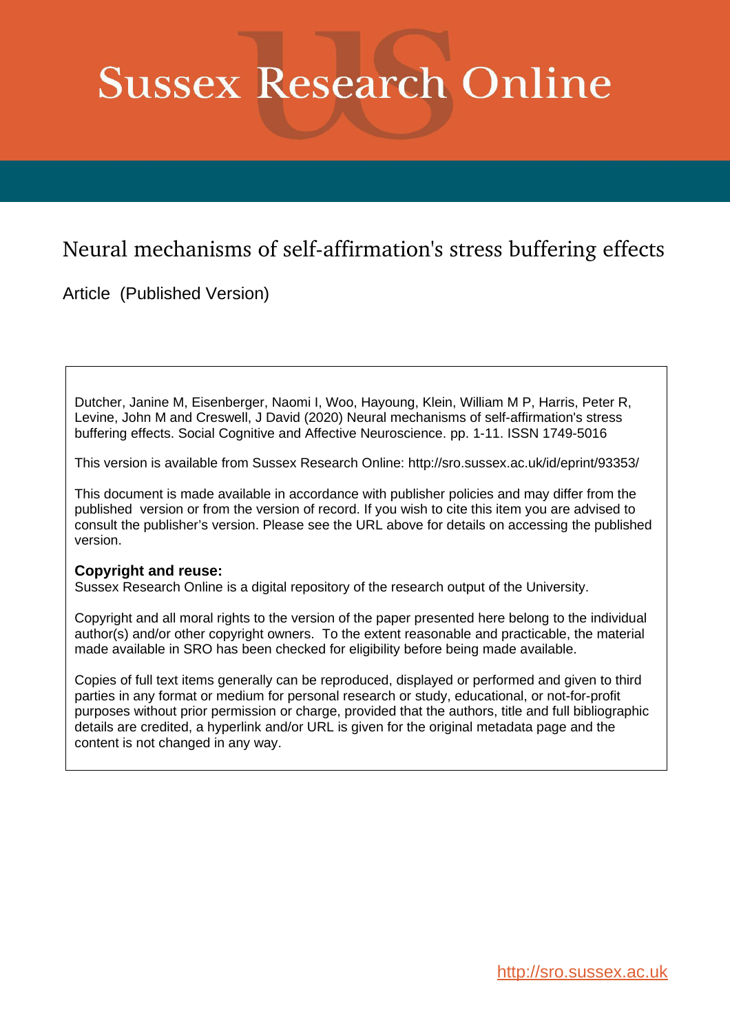# Sussex Research Online

## Neural mechanisms of self-affirmation's stress buffering effects

Article (Published Version)

Dutcher, Janine M, Eisenberger, Naomi I, Woo, Hayoung, Klein, William M P, Harris, Peter R, Levine, John M and Creswell, J David (2020) Neural mechanisms of self-affirmation's stress buffering effects. Social Cognitive and Affective Neuroscience. pp. 1-11. ISSN 1749-5016

This version is available from Sussex Research Online: http://sro.sussex.ac.uk/id/eprint/93353/

This document is made available in accordance with publisher policies and may differ from the published version or from the version of record. If you wish to cite this item you are advised to consult the publisher's version. Please see the URL above for details on accessing the published version.

**Copyright and reuse:**
Sussex Research Online is a digital repository of the research output of the University.

Copyright and all moral rights to the version of the paper presented here belong to the individual author(s) and/or other copyright owners. To the extent reasonable and practicable, the material made available in SRO has been checked for eligibility before being made available.

Copies of full text items generally can be reproduced, displayed or performed and given to third parties in any format or medium for personal research or study, educational, or not-for-profit purposes without prior permission or charge, provided that the authors, title and full bibliographic details are credited, a hyperlink and/or URL is given for the original metadata page and the content is not changed in any way.

http://sro.sussex.ac.uk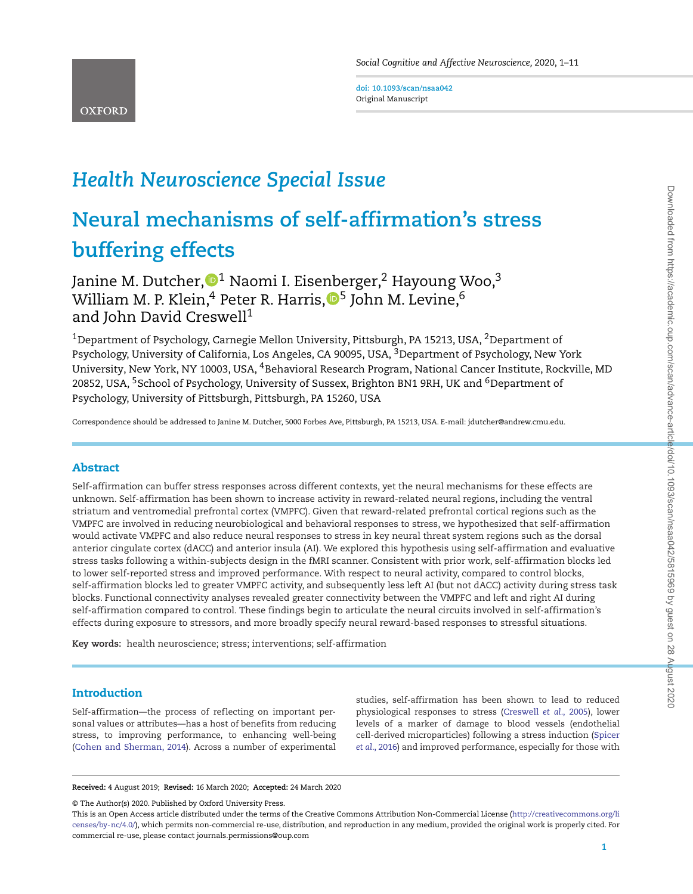# Health Neuroscience Special Issue

# Neural mechanisms of self-affirmation's stress buffering effects

Janine M. Dutcher,[1] Naomi I. Eisenberger,[2] Hayoung Woo,[3] William M. P. Klein,[4] Peter R. Harris,[5] John M. Levine,[6] and John David Creswell[1]

[1]Department of Psychology, Carnegie Mellon University, Pittsburgh, PA 15213, USA, [2]Department of Psychology, University of California, Los Angeles, CA 90095, USA, [3]Department of Psychology, New York University, New York, NY 10003, USA, [4]Behavioral Research Program, National Cancer Institute, Rockville, MD 20852, USA, [5]School of Psychology, University of Sussex, Brighton BN1 9RH, UK and [6]Department of Psychology, University of Pittsburgh, Pittsburgh, PA 15260, USA

Correspondence should be addressed to Janine M. Dutcher, 5000 Forbes Ave, Pittsburgh, PA 15213, USA. E-mail: jdutcher@andrew.cmu.edu.

## Abstract

Self-affirmation can buffer stress responses across different contexts, yet the neural mechanisms for these effects are unknown. Self-affirmation has been shown to increase activity in reward-related neural regions, including the ventral striatum and ventromedial prefrontal cortex (VMPFC). Given that reward-related prefrontal cortical regions such as the VMPFC are involved in reducing neurobiological and behavioral responses to stress, we hypothesized that self-affirmation would activate VMPFC and also reduce neural responses to stress in key neural threat system regions such as the dorsal anterior cingulate cortex (dACC) and anterior insula (AI). We explored this hypothesis using self-affirmation and evaluative stress tasks following a within-subjects design in the fMRI scanner. Consistent with prior work, self-affirmation blocks led to lower self-reported stress and improved performance. With respect to neural activity, compared to control blocks, self-affirmation blocks led to greater VMPFC activity, and subsequently less left AI (but not dACC) activity during stress task blocks. Functional connectivity analyses revealed greater connectivity between the VMPFC and left and right AI during self-affirmation compared to control. These findings begin to articulate the neural circuits involved in self-affirmation's effects during exposure to stressors, and more broadly specify neural reward-based responses to stressful situations.

**Key words:** health neuroscience; stress; interventions; self-affirmation

## Introduction

Self-affirmation—the process of reflecting on important personal values or attributes—has a host of benefits from reducing stress, to improving performance, to enhancing well-being (Cohen and Sherman, 2014). Across a number of experimental studies, self-affirmation has been shown to lead to reduced physiological responses to stress (Creswell *et al.*, 2005), lower levels of a marker of damage to blood vessels (endothelial cell-derived microparticles) following a stress induction (Spicer *et al.*, 2016) and improved performance, especially for those with

**Received:** 4 August 2019; **Revised:** 16 March 2020; **Accepted:** 24 March 2020

© The Author(s) 2020. Published by Oxford University Press.

This is an Open Access article distributed under the terms of the Creative Commons Attribution Non-Commercial License (http://creativecommons.org/licenses/by-nc/4.0/), which permits non-commercial re-use, distribution, and reproduction in any medium, provided the original work is properly cited. For commercial re-use, please contact journals.permissions@oup.com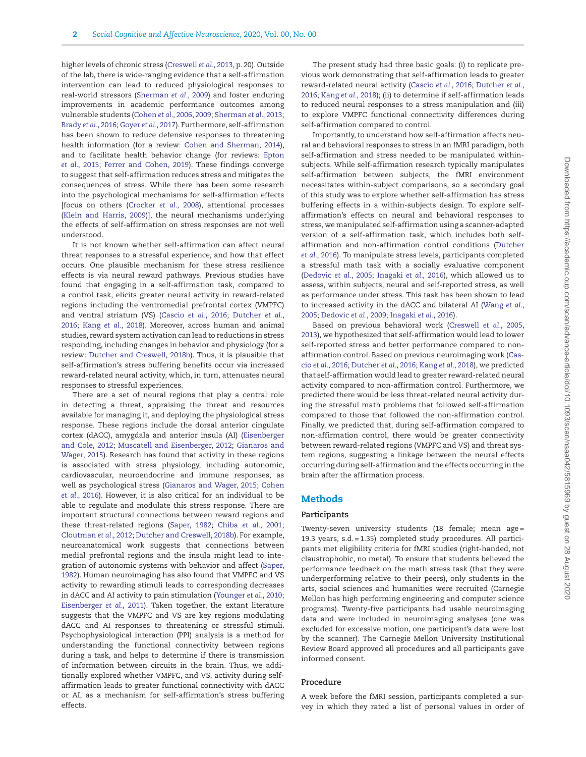higher levels of chronic stress (Creswell *et al.*, 2013, p. 20). Outside of the lab, there is wide-ranging evidence that a self-affirmation intervention can lead to reduced physiological responses to real-world stressors (Sherman *et al.*, 2009) and foster enduring improvements in academic performance outcomes among vulnerable students (Cohen *et al.*, 2006, 2009; Sherman *et al.*, 2013; Brady *et al.*, 2016; Goyer *et al.*, 2017). Furthermore, self-affirmation has been shown to reduce defensive responses to threatening health information (for a review: Cohen and Sherman, 2014), and to facilitate health behavior change (for reviews: Epton *et al.*, 2015; Ferrer and Cohen, 2019). These findings converge to suggest that self-affirmation reduces stress and mitigates the consequences of stress. While there has been some research into the psychological mechanisms for self-affirmation effects [focus on others (Crocker *et al.*, 2008), attentional processes (Klein and Harris, 2009)], the neural mechanisms underlying the effects of self-affirmation on stress responses are not well understood.

It is not known whether self-affirmation can affect neural threat responses to a stressful experience, and how that effect occurs. One plausible mechanism for these stress resilience effects is via neural reward pathways. Previous studies have found that engaging in a self-affirmation task, compared to a control task, elicits greater neural activity in reward-related regions including the ventromedial prefrontal cortex (VMPFC) and ventral striatum (VS) (Cascio *et al.*, 2016; Dutcher *et al.*, 2016; Kang *et al.*, 2018). Moreover, across human and animal studies, reward system activation can lead to reductions in stress responding, including changes in behavior and physiology (for a review: Dutcher and Creswell, 2018b). Thus, it is plausible that self-affirmation's stress buffering benefits occur via increased reward-related neural activity, which, in turn, attenuates neural responses to stressful experiences.

There are a set of neural regions that play a central role in detecting a threat, appraising the threat and resources available for managing it, and deploying the physiological stress response. These regions include the dorsal anterior cingulate cortex (dACC), amygdala and anterior insula (AI) (Eisenberger and Cole, 2012; Muscatell and Eisenberger, 2012; Gianaros and Wager, 2015). Research has found that activity in these regions is associated with stress physiology, including autonomic, cardiovascular, neuroendocrine and immune responses, as well as psychological stress (Gianaros and Wager, 2015; Cohen *et al.*, 2016). However, it is also critical for an individual to be able to regulate and modulate this stress response. There are important structural connections between reward regions and these threat-related regions (Saper, 1982; Chiba *et al.*, 2001; Cloutman *et al.*, 2012; Dutcher and Creswell, 2018b). For example, neuroanatomical work suggests that connections between medial prefrontal regions and the insula might lead to integration of autonomic systems with behavior and affect (Saper, 1982). Human neuroimaging has also found that VMPFC and VS activity to rewarding stimuli leads to corresponding decreases in dACC and AI activity to pain stimulation (Younger *et al.*, 2010; Eisenberger *et al.*, 2011). Taken together, the extant literature suggests that the VMPFC and VS are key regions modulating dACC and AI responses to threatening or stressful stimuli. Psychophysiological interaction (PPI) analysis is a method for understanding the functional connectivity between regions during a task, and helps to determine if there is transmission of information between circuits in the brain. Thus, we additionally explored whether VMPFC, and VS, activity during self-affirmation leads to greater functional connectivity with dACC or AI, as a mechanism for self-affirmation's stress buffering effects.

The present study had three basic goals: (i) to replicate previous work demonstrating that self-affirmation leads to greater reward-related neural activity (Cascio *et al.*, 2016; Dutcher *et al.*, 2016; Kang *et al.*, 2018); (ii) to determine if self-affirmation leads to reduced neural responses to a stress manipulation and (iii) to explore VMPFC functional connectivity differences during self-affirmation compared to control.

Importantly, to understand how self-affirmation affects neural and behavioral responses to stress in an fMRI paradigm, both self-affirmation and stress needed to be manipulated within-subjects. While self-affirmation research typically manipulates self-affirmation between subjects, the fMRI environment necessitates within-subject comparisons, so a secondary goal of this study was to explore whether self-affirmation has stress buffering effects in a within-subjects design. To explore self-affirmation's effects on neural and behavioral responses to stress, we manipulated self-affirmation using a scanner-adapted version of a self-affirmation task, which includes both self-affirmation and non-affirmation control conditions (Dutcher *et al.*, 2016). To manipulate stress levels, participants completed a stressful math task with a socially evaluative component (Dedovic *et al.*, 2005; Inagaki *et al.*, 2016), which allowed us to assess, within subjects, neural and self-reported stress, as well as performance under stress. This task has been shown to lead to increased activity in the dACC and bilateral AI (Wang *et al.*, 2005; Dedovic *et al.*, 2009; Inagaki *et al.*, 2016).

Based on previous behavioral work (Creswell *et al.*, 2005, 2013), we hypothesized that self-affirmation would lead to lower self-reported stress and better performance compared to non-affirmation control. Based on previous neuroimaging work (Cascio *et al.*, 2016; Dutcher *et al.*, 2016; Kang *et al.*, 2018), we predicted that self-affirmation would lead to greater reward-related neural activity compared to non-affirmation control. Furthermore, we predicted there would be less threat-related neural activity during the stressful math problems that followed self-affirmation compared to those that followed the non-affirmation control. Finally, we predicted that, during self-affirmation compared to non-affirmation control, there would be greater connectivity between reward-related regions (VMPFC and VS) and threat system regions, suggesting a linkage between the neural effects occurring during self-affirmation and the effects occurring in the brain after the affirmation process.

## Methods

### Participants

Twenty-seven university students (18 female; mean age = 19.3 years, s.d. = 1.35) completed study procedures. All participants met eligibility criteria for fMRI studies (right-handed, not claustrophobic, no metal). To ensure that students believed the performance feedback on the math stress task (that they were underperforming relative to their peers), only students in the arts, social sciences and humanities were recruited (Carnegie Mellon has high performing engineering and computer science programs). Twenty-five participants had usable neuroimaging data and were included in neuroimaging analyses (one was excluded for excessive motion, one participant's data were lost by the scanner). The Carnegie Mellon University Institutional Review Board approved all procedures and all participants gave informed consent.

### Procedure

A week before the fMRI session, participants completed a survey in which they rated a list of personal values in order of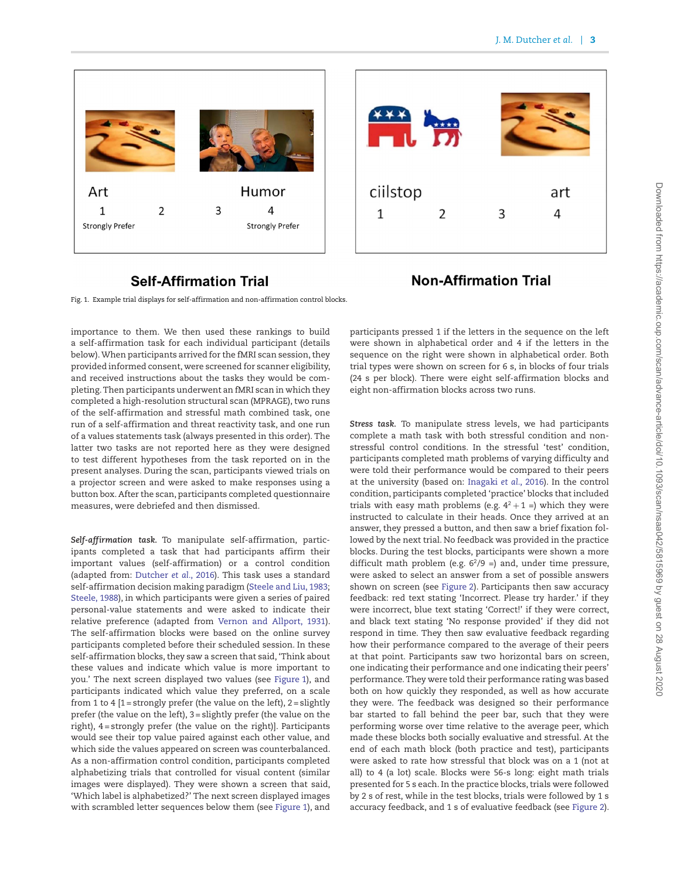Fig. 1. Example trial displays for self-affirmation and non-affirmation control blocks.

importance to them. We then used these rankings to build a self-affirmation task for each individual participant (details below). When participants arrived for the fMRI scan session, they provided informed consent, were screened for scanner eligibility, and received instructions about the tasks they would be completing. Then participants underwent an fMRI scan in which they completed a high-resolution structural scan (MPRAGE), two runs of the self-affirmation and stressful math combined task, one run of a self-affirmation and threat reactivity task, and one run of a values statements task (always presented in this order). The latter two tasks are not reported here as they were designed to test different hypotheses from the task reported on in the present analyses. During the scan, participants viewed trials on a projector screen and were asked to make responses using a button box. After the scan, participants completed questionnaire measures, were debriefed and then dismissed.

***Self-affirmation task.*** To manipulate self-affirmation, participants completed a task that had participants affirm their important values (self-affirmation) or a control condition (adapted from: Dutcher *et al.*, 2016). This task uses a standard self-affirmation decision making paradigm (Steele and Liu, 1983; Steele, 1988), in which participants were given a series of paired personal-value statements and were asked to indicate their relative preference (adapted from Vernon and Allport, 1931). The self-affirmation blocks were based on the online survey participants completed before their scheduled session. In these self-affirmation blocks, they saw a screen that said, 'Think about these values and indicate which value is more important to you.' The next screen displayed two values (see Figure 1), and participants indicated which value they preferred, on a scale from 1 to 4 [1 = strongly prefer (the value on the left), 2 = slightly prefer (the value on the left), 3 = slightly prefer (the value on the right), 4 = strongly prefer (the value on the right)]. Participants would see their top value paired against each other value, and which side the values appeared on screen was counterbalanced. As a non-affirmation control condition, participants completed alphabetizing trials that controlled for visual content (similar images were displayed). They were shown a screen that said, 'Which label is alphabetized?' The next screen displayed images with scrambled letter sequences below them (see Figure 1), and participants pressed 1 if the letters in the sequence on the left were shown in alphabetical order and 4 if the letters in the sequence on the right were shown in alphabetical order. Both trial types were shown on screen for 6 s, in blocks of four trials (24 s per block). There were eight self-affirmation blocks and eight non-affirmation blocks across two runs.

***Stress task.*** To manipulate stress levels, we had participants complete a math task with both stressful condition and non-stressful control conditions. In the stressful 'test' condition, participants completed math problems of varying difficulty and were told their performance would be compared to their peers at the university (based on: Inagaki *et al.*, 2016). In the control condition, participants completed 'practice' blocks that included trials with easy math problems (e.g. $4^2 + 1 =$) which they were instructed to calculate in their heads. Once they arrived at an answer, they pressed a button, and then saw a brief fixation followed by the next trial. No feedback was provided in the practice blocks. During the test blocks, participants were shown a more difficult math problem (e.g. $6^2/9 =$) and, under time pressure, were asked to select an answer from a set of possible answers shown on screen (see Figure 2). Participants then saw accuracy feedback: red text stating 'Incorrect. Please try harder.' if they were incorrect, blue text stating 'Correct!' if they were correct, and black text stating 'No response provided' if they did not respond in time. They then saw evaluative feedback regarding how their performance compared to the average of their peers at that point. Participants saw two horizontal bars on screen, one indicating their performance and one indicating their peers' performance. They were told their performance rating was based both on how quickly they responded, as well as how accurate they were. The feedback was designed so their performance bar started to fall behind the peer bar, such that they were performing worse over time relative to the average peer, which made these blocks both socially evaluative and stressful. At the end of each math block (both practice and test), participants were asked to rate how stressful that block was on a 1 (not at all) to 4 (a lot) scale. Blocks were 56-s long: eight math trials presented for 5 s each. In the practice blocks, trials were followed by 2 s of rest, while in the test blocks, trials were followed by 1 s accuracy feedback, and 1 s of evaluative feedback (see Figure 2).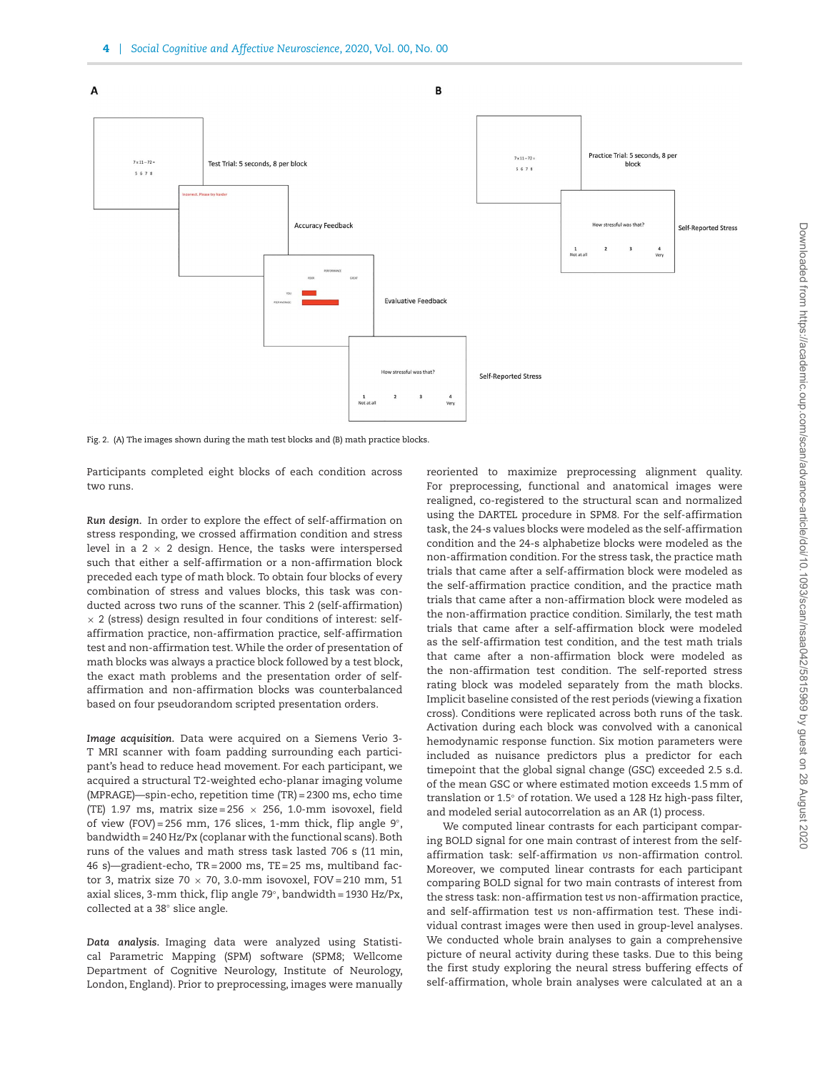Fig. 2. (A) The images shown during the math test blocks and (B) math practice blocks.

Participants completed eight blocks of each condition across two runs.

*Run design.* In order to explore the effect of self-affirmation on stress responding, we crossed affirmation condition and stress level in a 2 × 2 design. Hence, the tasks were interspersed such that either a self-affirmation or a non-affirmation block preceded each type of math block. To obtain four blocks of every combination of stress and values blocks, this task was conducted across two runs of the scanner. This 2 (self-affirmation) × 2 (stress) design resulted in four conditions of interest: self-affirmation practice, non-affirmation practice, self-affirmation test and non-affirmation test. While the order of presentation of math blocks was always a practice block followed by a test block, the exact math problems and the presentation order of self-affirmation and non-affirmation blocks was counterbalanced based on four pseudorandom scripted presentation orders.

*Image acquisition.* Data were acquired on a Siemens Verio 3-T MRI scanner with foam padding surrounding each participant's head to reduce head movement. For each participant, we acquired a structural T2-weighted echo-planar imaging volume (MPRAGE)—spin-echo, repetition time (TR) = 2300 ms, echo time (TE) 1.97 ms, matrix size = 256 × 256, 1.0-mm isovoxel, field of view (FOV) = 256 mm, 176 slices, 1-mm thick, flip angle 9°, bandwidth = 240 Hz/Px (coplanar with the functional scans). Both runs of the values and math stress task lasted 706 s (11 min, 46 s)—gradient-echo, TR = 2000 ms, TE = 25 ms, multiband factor 3, matrix size 70 × 70, 3.0-mm isovoxel, FOV = 210 mm, 51 axial slices, 3-mm thick, flip angle 79°, bandwidth = 1930 Hz/Px, collected at a 38° slice angle.

*Data analysis.* Imaging data were analyzed using Statistical Parametric Mapping (SPM) software (SPM8; Wellcome Department of Cognitive Neurology, Institute of Neurology, London, England). Prior to preprocessing, images were manually reoriented to maximize preprocessing alignment quality. For preprocessing, functional and anatomical images were realigned, co-registered to the structural scan and normalized using the DARTEL procedure in SPM8. For the self-affirmation task, the 24-s values blocks were modeled as the self-affirmation condition and the 24-s alphabetize blocks were modeled as the non-affirmation condition. For the stress task, the practice math trials that came after a self-affirmation block were modeled as the self-affirmation practice condition, and the practice math trials that came after a non-affirmation block were modeled as the non-affirmation practice condition. Similarly, the test math trials that came after a self-affirmation block were modeled as the self-affirmation test condition, and the test math trials that came after a non-affirmation block were modeled as the non-affirmation test condition. The self-reported stress rating block was modeled separately from the math blocks. Implicit baseline consisted of the rest periods (viewing a fixation cross). Conditions were replicated across both runs of the task. Activation during each block was convolved with a canonical hemodynamic response function. Six motion parameters were included as nuisance predictors plus a predictor for each timepoint that the global signal change (GSC) exceeded 2.5 s.d. of the mean GSC or where estimated motion exceeds 1.5 mm of translation or 1.5° of rotation. We used a 128 Hz high-pass filter, and modeled serial autocorrelation as an AR (1) process.

We computed linear contrasts for each participant comparing BOLD signal for one main contrast of interest from the self-affirmation task: self-affirmation *vs* non-affirmation control. Moreover, we computed linear contrasts for each participant comparing BOLD signal for two main contrasts of interest from the stress task: non-affirmation test *vs* non-affirmation practice, and self-affirmation test *vs* non-affirmation test. These individual contrast images were then used in group-level analyses. We conducted whole brain analyses to gain a comprehensive picture of neural activity during these tasks. Due to this being the first study exploring the neural stress buffering effects of self-affirmation, whole brain analyses were calculated at an a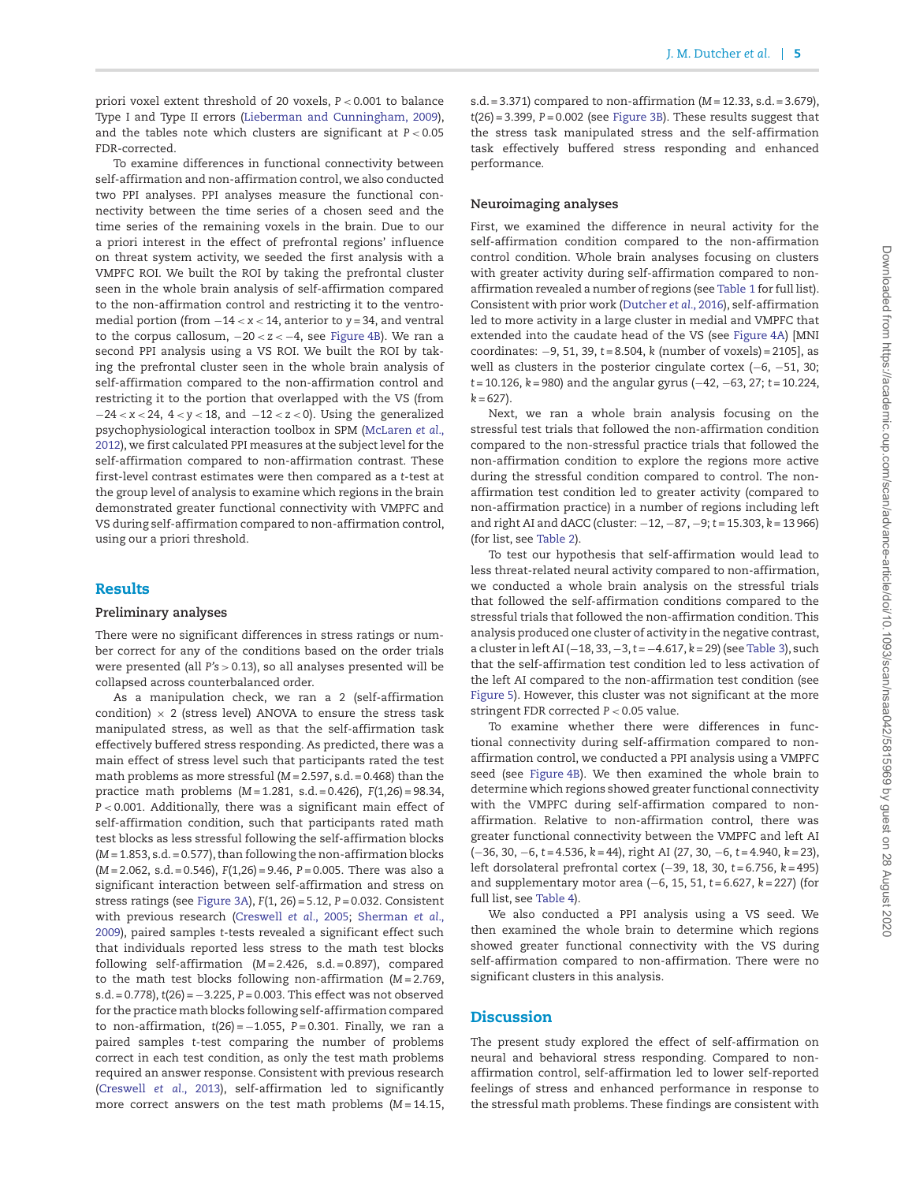priori voxel extent threshold of 20 voxels, $P < 0.001$ to balance Type I and Type II errors (Lieberman and Cunningham, 2009), and the tables note which clusters are significant at $P < 0.05$ FDR-corrected.

To examine differences in functional connectivity between self-affirmation and non-affirmation control, we also conducted two PPI analyses. PPI analyses measure the functional connectivity between the time series of a chosen seed and the time series of the remaining voxels in the brain. Due to our a priori interest in the effect of prefrontal regions' influence on threat system activity, we seeded the first analysis with a VMPFC ROI. We built the ROI by taking the prefrontal cluster seen in the whole brain analysis of self-affirmation compared to the non-affirmation control and restricting it to the ventromedial portion (from $-14 < x < 14$, anterior to $y = 34$, and ventral to the corpus callosum, $-20 < z < -4$, see Figure 4B). We ran a second PPI analysis using a VS ROI. We built the ROI by taking the prefrontal cluster seen in the whole brain analysis of self-affirmation compared to the non-affirmation control and restricting it to the portion that overlapped with the VS (from $-24 < x < 24$, $4 < y < 18$, and $-12 < z < 0$). Using the generalized psychophysiological interaction toolbox in SPM (McLaren *et al.*, 2012), we first calculated PPI measures at the subject level for the self-affirmation compared to non-affirmation contrast. These first-level contrast estimates were then compared as a *t*-test at the group level of analysis to examine which regions in the brain demonstrated greater functional connectivity with VMPFC and VS during self-affirmation compared to non-affirmation control, using our a priori threshold.

## Results

### Preliminary analyses

There were no significant differences in stress ratings or number correct for any of the conditions based on the order trials were presented (all $P$'s $> 0.13$), so all analyses presented will be collapsed across counterbalanced order.

As a manipulation check, we ran a 2 (self-affirmation condition) × 2 (stress level) ANOVA to ensure the stress task manipulated stress, as well as that the self-affirmation task effectively buffered stress responding. As predicted, there was a main effect of stress level such that participants rated the test math problems as more stressful ($M = 2.597$, s.d. $= 0.468$) than the practice math problems ($M = 1.281$, s.d. $= 0.426$), $F(1,26) = 98.34$, $P < 0.001$. Additionally, there was a significant main effect of self-affirmation condition, such that participants rated the math test blocks as less stressful following the self-affirmation blocks ($M = 1.853$, s.d. $= 0.577$), than following the non-affirmation blocks ($M = 2.062$, s.d. $= 0.546$), $F(1,26) = 9.46$, $P = 0.005$. There was also a significant interaction between self-affirmation and stress on stress ratings (see Figure 3A), $F(1, 26) = 5.12$, $P = 0.032$. Consistent with previous research (Creswell *et al.*, 2005; Sherman *et al.*, 2009), paired samples *t*-tests revealed a significant effect such that individuals reported less stress to the math test blocks following self-affirmation ($M = 2.426$, s.d. $= 0.897$), compared to the math test blocks following non-affirmation ($M = 2.769$, s.d. $= 0.778$), $t(26) = -3.225$, $P = 0.003$. This effect was not observed for the practice math blocks following self-affirmation compared to non-affirmation, $t(26) = -1.055$, $P = 0.301$. Finally, we ran a paired samples *t*-test comparing the number of problems correct in each test condition, as only the test math problems required an answer response. Consistent with previous research (Creswell *et al.*, 2013), self-affirmation led to significantly more correct answers on the test math problems ($M = 14.15$, s.d. $= 3.371$) compared to non-affirmation ($M = 12.33$, s.d. $= 3.679$), $t(26) = 3.399$, $P = 0.002$ (see Figure 3B). These results suggest that the stress task manipulated stress and the self-affirmation task effectively buffered stress responding and enhanced performance.

### Neuroimaging analyses

First, we examined the difference in neural activity for the self-affirmation condition compared to the non-affirmation control condition. Whole brain analyses focusing on clusters with greater activity during self-affirmation compared to non-affirmation revealed a number of regions (see Table 1 for full list). Consistent with prior work (Dutcher *et al.*, 2016), self-affirmation led to more activity in a large cluster in medial and VMPFC that extended into the caudate head of the VS (see Figure 4A) [MNI coordinates: −9, 51, 39, $t = 8.504$, $k$ (number of voxels) $= 2105$], as well as clusters in the posterior cingulate cortex (−6, −51, 30; $t = 10.126$, $k = 980$) and the angular gyrus (−42, −63, 27; $t = 10.224$, $k = 627$).

Next, we ran a whole brain analysis focusing on the stressful test trials that followed the non-affirmation condition compared to the non-stressful practice trials that followed the non-affirmation condition to explore the regions more active during the stressful condition compared to control. The non-affirmation test condition led to greater activity (compared to non-affirmation practice) in a number of regions including left and right AI and dACC (cluster: −12, −87, −9; $t = 15.303$, $k = 13\,966$) (for list, see Table 2).

To test our hypothesis that self-affirmation would lead to less threat-related neural activity compared to non-affirmation, we conducted a whole brain analysis on the stressful trials that followed the self-affirmation conditions compared to the stressful trials that followed the non-affirmation condition. This analysis produced one cluster of activity in the negative contrast, a cluster in left AI (−18, 33, −3, $t = -4.617$, $k = 29$) (see Table 3), such that the self-affirmation test condition led to less activation of the left AI compared to the non-affirmation test condition (see Figure 5). However, this cluster was not significant at the more stringent FDR corrected $P < 0.05$ value.

To examine whether there were differences in functional connectivity during self-affirmation compared to non-affirmation control, we conducted a PPI analysis using a VMPFC seed (see Figure 4B). We then examined the whole brain to determine which regions showed greater functional connectivity with the VMPFC during self-affirmation compared to non-affirmation. Relative to non-affirmation control, there was greater functional connectivity between the VMPFC and left AI (−36, 30, −6, $t = 4.536$, $k = 44$), right AI (27, 30, −6, $t = 4.940$, $k = 23$), left dorsolateral prefrontal cortex (−39, 18, 30, $t = 6.756$, $k = 495$) and supplementary motor area (−6, 15, 51, $t = 6.627$, $k = 227$) (for full list, see Table 4).

We also conducted a PPI analysis using a VS seed. We then examined the whole brain to determine which regions showed greater functional connectivity with the VS during self-affirmation compared to non-affirmation. There were no significant clusters in this analysis.

## Discussion

The present study explored the effect of self-affirmation on neural and behavioral stress responding. Compared to non-affirmation control, self-affirmation led to lower self-reported feelings of stress and enhanced performance in response to the stressful math problems. These findings are consistent with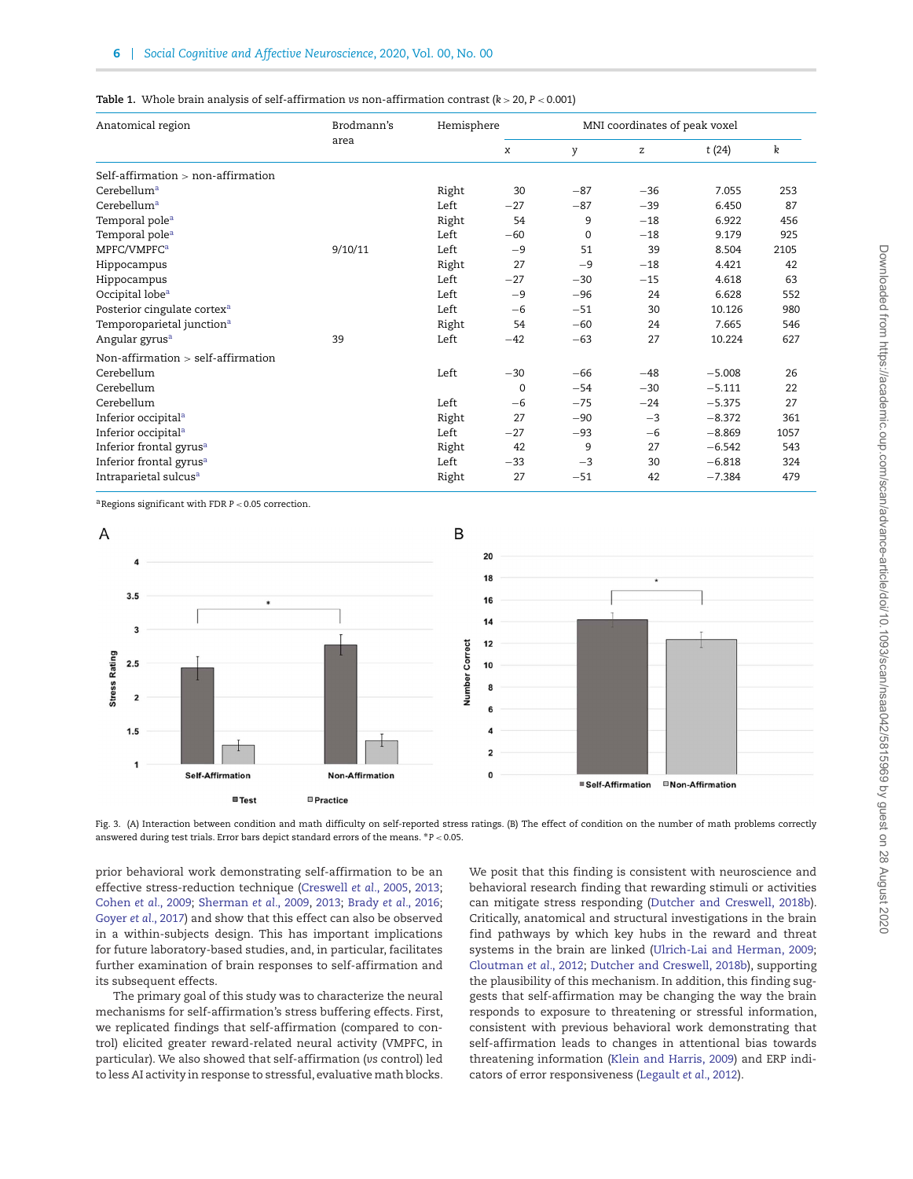**Table 1.** Whole brain analysis of self-affirmation *vs* non-affirmation contrast ($k > 20$, $P < 0.001$)

| Anatomical region | Brodmann's area | Hemisphere | MNI coordinates of peak voxel | | | | |
|---|---|---|---|---|---|---|---|
| | | | x | y | z | t (24) | k |
| Self-affirmation > non-affirmation | | | | | | | |
| Cerebellum[a] | | Right | 30 | −87 | −36 | 7.055 | 253 |
| Cerebellum[a] | | Left | −27 | −87 | −39 | 6.450 | 87 |
| Temporal pole[a] | | Right | 54 | 9 | −18 | 6.922 | 456 |
| Temporal pole[a] | | Left | −60 | 0 | −18 | 9.179 | 925 |
| MPFC/VMPFC[a] | 9/10/11 | Left | −9 | 51 | 39 | 8.504 | 2105 |
| Hippocampus | | Right | 27 | −9 | −18 | 4.421 | 42 |
| Hippocampus | | Left | −27 | −30 | −15 | 4.618 | 63 |
| Occipital lobe[a] | | Left | −9 | −96 | 24 | 6.628 | 552 |
| Posterior cingulate cortex[a] | | Left | −6 | −51 | 30 | 10.126 | 980 |
| Temporoparietal junction[a] | | Right | 54 | −60 | 24 | 7.665 | 546 |
| Angular gyrus[a] | 39 | Left | −42 | −63 | 27 | 10.224 | 627 |
| Non-affirmation > self-affirmation | | | | | | | |
| Cerebellum | | Left | −30 | −66 | −48 | −5.008 | 26 |
| Cerebellum | | | 0 | −54 | −30 | −5.111 | 22 |
| Cerebellum | | Left | −6 | −75 | −24 | −5.375 | 27 |
| Inferior occipital[a] | | Right | 27 | −90 | −3 | −8.372 | 361 |
| Inferior occipital[a] | | Left | −27 | −93 | −6 | −8.869 | 1057 |
| Inferior frontal gyrus[a] | | Right | 42 | 9 | 27 | −6.542 | 543 |
| Inferior frontal gyrus[a] | | Left | −33 | −3 | 30 | −6.818 | 324 |
| Intraparietal sulcus[a] | | Right | 27 | −51 | 42 | −7.384 | 479 |

[a]Regions significant with FDR $P < 0.05$ correction.

Fig. 3. (A) Interaction between condition and math difficulty on self-reported stress ratings. (B) The effect of condition on the number of math problems correctly answered during test trials. Error bars depict standard errors of the means. *$P < 0.05$.

prior behavioral work demonstrating self-affirmation to be an effective stress-reduction technique (Creswell *et al.*, 2005, 2013; Cohen *et al.*, 2009; Sherman *et al.*, 2009, 2013; Brady *et al.*, 2016; Goyer *et al.*, 2017) and show that this effect can also be observed in a within-subjects design. This has important implications for future laboratory-based studies, and, in particular, facilitates further examination of brain responses to self-affirmation and its subsequent effects.

The primary goal of this study was to characterize the neural mechanisms for self-affirmation's stress buffering effects. First, we replicated findings that self-affirmation (compared to control) elicited greater reward-related neural activity (VMPFC, in particular). We also showed that self-affirmation (*vs* control) led to less AI activity in response to stressful, evaluative math blocks. We posit that this finding is consistent with neuroscience and behavioral research finding that rewarding stimuli or activities can mitigate stress responding (Dutcher and Creswell, 2018b). Critically, anatomical and structural investigations in the brain find pathways by which key hubs in the reward and threat systems in the brain are linked (Ulrich-Lai and Herman, 2009; Cloutman *et al.*, 2012; Dutcher and Creswell, 2018b), supporting the plausibility of this mechanism. In addition, this finding suggests that self-affirmation may be changing the way the brain responds to exposure to threatening or stressful information, consistent with previous behavioral work demonstrating that self-affirmation leads to changes in attentional bias towards threatening information (Klein and Harris, 2009) and ERP indicators of error responsiveness (Legault *et al.*, 2012).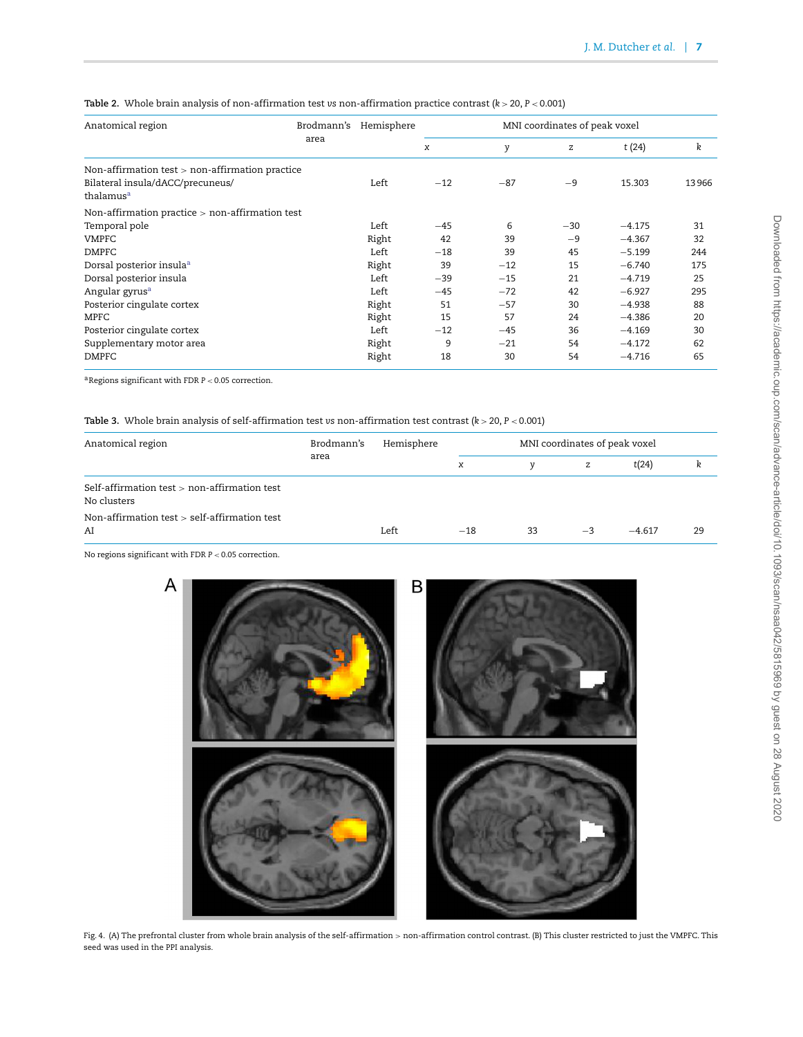**Table 2.** Whole brain analysis of non-affirmation test *vs* non-affirmation practice contrast ($k > 20$, $P < 0.001$)

| Anatomical region | Brodmann's area | Hemisphere | MNI coordinates of peak voxel | | | | |
|---|---|---|---|---|---|---|---|
| | | | x | y | z | t (24) | k |
| Non-affirmation test > non-affirmation practice | | | | | | | |
| Bilateral insula/dACC/precuneus/ thalamus[a] | | Left | −12 | −87 | −9 | 15.303 | 13966 |
| Non-affirmation practice > non-affirmation test | | | | | | | |
| Temporal pole | | Left | −45 | 6 | −30 | −4.175 | 31 |
| VMPFC | | Right | 42 | 39 | −9 | −4.367 | 32 |
| DMPFC | | Left | −18 | 39 | 45 | −5.199 | 244 |
| Dorsal posterior insula[a] | | Right | 39 | −12 | 15 | −6.740 | 175 |
| Dorsal posterior insula | | Left | −39 | −15 | 21 | −4.719 | 25 |
| Angular gyrus[a] | | Left | −45 | −72 | 42 | −6.927 | 295 |
| Posterior cingulate cortex | | Right | 51 | −57 | 30 | −4.938 | 88 |
| MPFC | | Right | 15 | 57 | 24 | −4.386 | 20 |
| Posterior cingulate cortex | | Left | −12 | −45 | 36 | −4.169 | 30 |
| Supplementary motor area | | Right | 9 | −21 | 54 | −4.172 | 62 |
| DMPFC | | Right | 18 | 30 | 54 | −4.716 | 65 |

[a]Regions significant with FDR $P < 0.05$ correction.

**Table 3.** Whole brain analysis of self-affirmation test *vs* non-affirmation test contrast ($k > 20$, $P < 0.001$)

| Anatomical region | Brodmann's area | Hemisphere | MNI coordinates of peak voxel | | | | |
|---|---|---|---|---|---|---|---|
| | | | x | y | z | t(24) | k |
| Self-affirmation test > non-affirmation test | | | | | | | |
| No clusters | | | | | | | |
| Non-affirmation test > self-affirmation test | | | | | | | |
| AI | | Left | −18 | 33 | −3 | −4.617 | 29 |

No regions significant with FDR $P < 0.05$ correction.

Fig. 4. (A) The prefrontal cluster from whole brain analysis of the self-affirmation > non-affirmation control contrast. (B) This cluster restricted to just the VMPFC. This seed was used in the PPI analysis.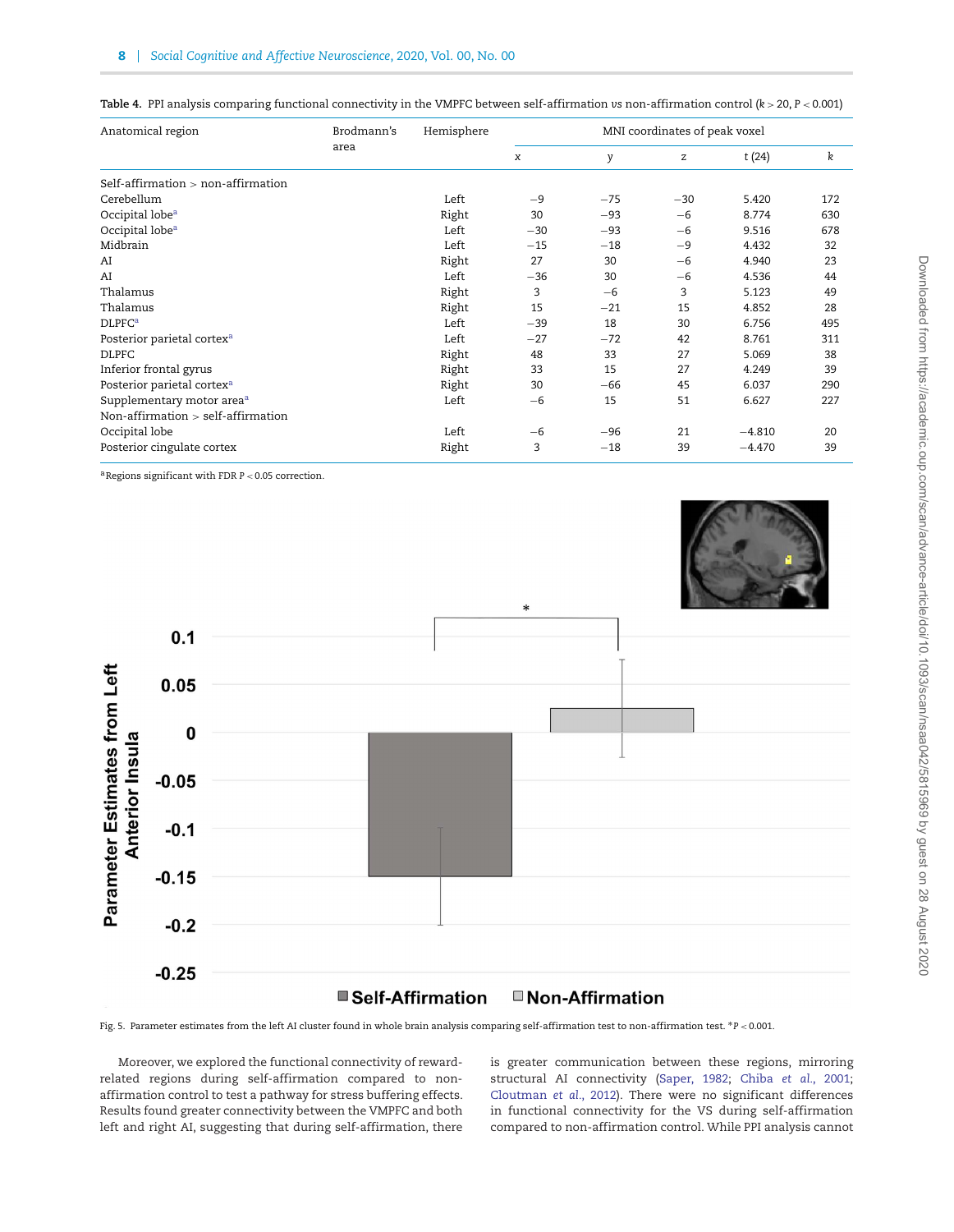Table 4. PPI analysis comparing functional connectivity in the VMPFC between self-affirmation *vs* non-affirmation control ($k > 20$, $P < 0.001$)

| Anatomical region | Brodmann's area | Hemisphere | MNI coordinates of peak voxel | | | | |
|---|---|---|---|---|---|---|---|
| | | | x | y | z | t (24) | k |
| Self-affirmation > non-affirmation | | | | | | | |
| Cerebellum | | Left | −9 | −75 | −30 | 5.420 | 172 |
| Occipital lobe[a] | | Right | 30 | −93 | −6 | 8.774 | 630 |
| Occipital lobe[a] | | Left | −30 | −93 | −6 | 9.516 | 678 |
| Midbrain | | Left | −15 | −18 | −9 | 4.432 | 32 |
| AI | | Right | 27 | 30 | −6 | 4.940 | 23 |
| AI | | Left | −36 | 30 | −6 | 4.536 | 44 |
| Thalamus | | Right | 3 | −6 | 3 | 5.123 | 49 |
| Thalamus | | Right | 15 | −21 | 15 | 4.852 | 28 |
| DLPFC[a] | | Left | −39 | 18 | 30 | 6.756 | 495 |
| Posterior parietal cortex[a] | | Left | −27 | −72 | 42 | 8.761 | 311 |
| DLPFC | | Right | 48 | 33 | 27 | 5.069 | 38 |
| Inferior frontal gyrus | | Right | 33 | 15 | 27 | 4.249 | 39 |
| Posterior parietal cortex[a] | | Right | 30 | −66 | 45 | 6.037 | 290 |
| Supplementary motor area[a] | | Left | −6 | 15 | 51 | 6.627 | 227 |
| Non-affirmation > self-affirmation | | | | | | | |
| Occipital lobe | | Left | −6 | −96 | 21 | −4.810 | 20 |
| Posterior cingulate cortex | | Right | 3 | −18 | 39 | −4.470 | 39 |

[a]Regions significant with FDR $P < 0.05$ correction.

Fig. 5. Parameter estimates from the left AI cluster found in whole brain analysis comparing self-affirmation test to non-affirmation test. *$P < 0.001$.

Moreover, we explored the functional connectivity of reward-related regions during self-affirmation compared to non-affirmation control to test a pathway for stress buffering effects. Results found greater connectivity between the VMPFC and both left and right AI, suggesting that during self-affirmation, there is greater communication between these regions, mirroring structural AI connectivity (Saper, 1982; Chiba *et al.*, 2001; Cloutman *et al.*, 2012). There were no significant differences in functional connectivity for the VS during self-affirmation compared to non-affirmation control. While PPI analysis cannot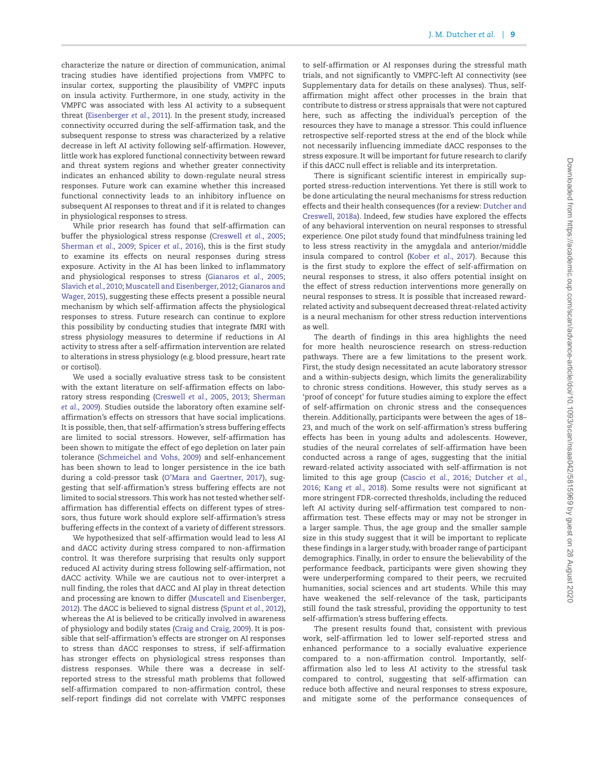characterize the nature or direction of communication, animal tracing studies have identified projections from VMPFC to insular cortex, supporting the plausibility of VMPFC inputs on insula activity. Furthermore, in one study, activity in the VMPFC was associated with less AI activity to a subsequent threat (Eisenberger *et al.*, 2011). In the present study, increased connectivity occurred during the self-affirmation task, and the subsequent response to stress was characterized by a relative decrease in left AI activity following self-affirmation. However, little work has explored functional connectivity between reward and threat system regions and whether greater connectivity indicates an enhanced ability to down-regulate neural stress responses. Future work can examine whether this increased functional connectivity leads to an inhibitory influence on subsequent AI responses to threat and if it is related to changes in physiological responses to stress.

While prior research has found that self-affirmation can buffer the physiological stress response (Creswell *et al.*, 2005; Sherman *et al.*, 2009; Spicer *et al.*, 2016), this is the first study to examine its effects on neural responses during stress exposure. Activity in the AI has been linked to inflammatory and physiological responses to stress (Gianaros *et al.*, 2005; Slavich *et al.*, 2010; Muscatell and Eisenberger, 2012; Gianaros and Wager, 2015), suggesting these effects present a possible neural mechanism by which self-affirmation affects the physiological responses to stress. Future research can continue to explore this possibility by conducting studies that integrate fMRI with stress physiology measures to determine if reductions in AI activity to stress after a self-affirmation intervention are related to alterations in stress physiology (e.g. blood pressure, heart rate or cortisol).

We used a socially evaluative stress task to be consistent with the extant literature on self-affirmation effects on laboratory stress responding (Creswell *et al.*, 2005, 2013; Sherman *et al.*, 2009). Studies outside the laboratory often examine self-affirmation's effects on stressors that have social implications. It is possible, then, that self-affirmation's stress buffering effects are limited to social stressors. However, self-affirmation has been shown to mitigate the effect of ego depletion on later pain tolerance (Schmeichel and Vohs, 2009) and self-enhancement has been shown to lead to longer persistence in the ice bath during a cold-pressor task (O'Mara and Gaertner, 2017), suggesting that self-affirmation's stress buffering effects are not limited to social stressors. This work has not tested whether self-affirmation has differential effects on different types of stressors, thus future work should explore self-affirmation's stress buffering effects in the context of a variety of different stressors.

We hypothesized that self-affirmation would lead to less AI and dACC activity during stress compared to non-affirmation control. It was therefore surprising that results only support reduced AI activity during stress following self-affirmation, not dACC activity. While we are cautious not to over-interpret a null finding, the roles that dACC and AI play in threat detection and processing are known to differ (Muscatell and Eisenberger, 2012). The dACC is believed to signal distress (Spunt *et al.*, 2012), whereas the AI is believed to be critically involved in awareness of physiology and bodily states (Craig and Craig, 2009). It is possible that self-affirmation's effects are stronger on AI responses to stress than dACC responses to stress, if self-affirmation has stronger effects on physiological stress responses than distress responses. While there was a decrease in self-reported stress to the stressful math problems that followed self-affirmation compared to non-affirmation control, these self-report findings did not correlate with VMPFC responses to self-affirmation or AI responses during the stressful math trials, and not significantly to VMPFC-left AI connectivity (see Supplementary data for details on these analyses). Thus, self-affirmation might affect other processes in the brain that contribute to distress or stress appraisals that were not captured here, such as affecting the individual's perception of the resources they have to manage a stressor. This could influence retrospective self-reported stress at the end of the block while not necessarily influencing immediate dACC responses to the stress exposure. It will be important for future research to clarify if this dACC null effect is reliable and its interpretation.

There is significant scientific interest in empirically supported stress-reduction interventions. Yet there is still work to be done articulating the neural mechanisms for stress reduction effects and their health consequences (for a review: Dutcher and Creswell, 2018a). Indeed, few studies have explored the effects of any behavioral intervention on neural responses to stressful experience. One pilot study found that mindfulness training led to less stress reactivity in the amygdala and anterior/middle insula compared to control (Kober *et al.*, 2017). Because this is the first study to explore the effect of self-affirmation on neural responses to stress, it also offers potential insight on the effect of stress reduction interventions more generally on neural responses to stress. It is possible that increased reward-related activity and subsequent decreased threat-related activity is a neural mechanism for other stress reduction interventions as well.

The dearth of findings in this area highlights the need for more health neuroscience research on stress-reduction pathways. There are a few limitations to the present work. First, the study design necessitated an acute laboratory stressor and a within-subjects design, which limits the generalizability to chronic stress conditions. However, this study serves as a 'proof of concept' for future studies aiming to explore the effect of self-affirmation on chronic stress and the consequences therein. Additionally, participants were between the ages of 18–23, and much of the work on self-affirmation's stress buffering effects has been in young adults and adolescents. However, studies of the neural correlates of self-affirmation have been conducted across a range of ages, suggesting that the initial reward-related activity associated with self-affirmation is not limited to this age group (Cascio *et al.*, 2016; Dutcher *et al.*, 2016; Kang *et al.*, 2018). Some results were not significant at more stringent FDR-corrected thresholds, including the reduced left AI activity during self-affirmation test compared to non-affirmation test. These effects may or may not be stronger in a larger sample. Thus, the age group and the smaller sample size in this study suggest that it will be important to replicate these findings in a larger study, with broader range of participant demographics. Finally, in order to ensure the believability of the performance feedback, participants were given showing they were underperforming compared to their peers, we recruited humanities, social sciences and art students. While this may have weakened the self-relevance of the task, participants still found the task stressful, providing the opportunity to test self-affirmation's stress buffering effects.

The present results found that, consistent with previous work, self-affirmation led to lower self-reported stress and enhanced performance to a socially evaluative experience compared to a non-affirmation control. Importantly, self-affirmation also led to less AI activity to the stressful task compared to control, suggesting that self-affirmation can reduce both affective and neural responses to stress exposure, and mitigate some of the performance consequences of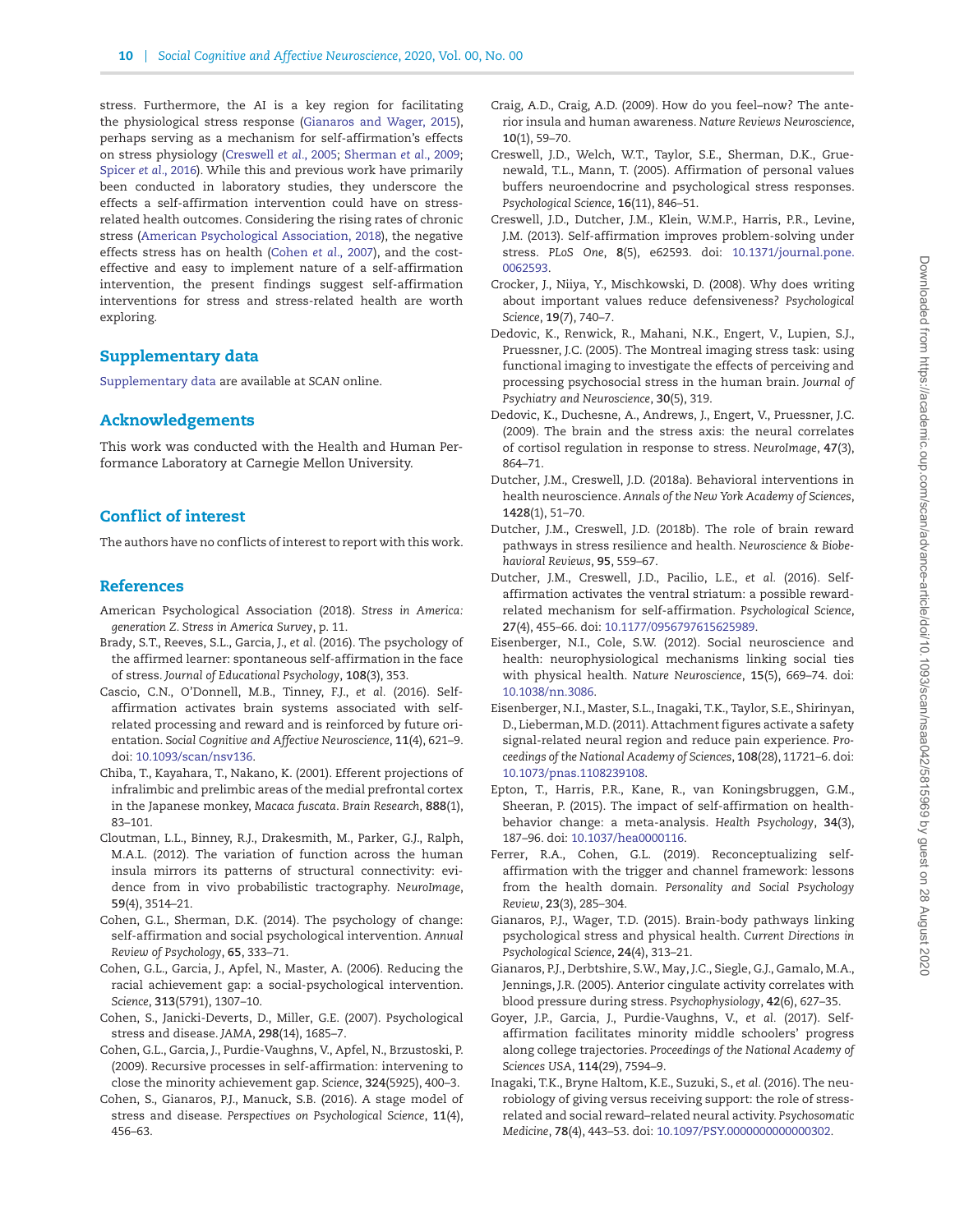stress. Furthermore, the AI is a key region for facilitating the physiological stress response (Gianaros and Wager, 2015), perhaps serving as a mechanism for self-affirmation's effects on stress physiology (Creswell *et al.*, 2005; Sherman *et al.*, 2009; Spicer *et al.*, 2016). While this and previous work have primarily been conducted in laboratory studies, they underscore the effects a self-affirmation intervention could have on stress-related health outcomes. Considering the rising rates of chronic stress (American Psychological Association, 2018), the negative effects stress has on health (Cohen *et al.*, 2007), and the cost-effective and easy to implement nature of a self-affirmation intervention, the present findings suggest self-affirmation interventions for stress and stress-related health are worth exploring.

## Supplementary data

Supplementary data are available at *SCAN* online.

## Acknowledgements

This work was conducted with the Health and Human Performance Laboratory at Carnegie Mellon University.

## Conflict of interest

The authors have no conflicts of interest to report with this work.

## References

American Psychological Association (2018). *Stress in America: generation Z. Stress in America Survey*, p. 11.

Brady, S.T., Reeves, S.L., Garcia, J., *et al.* (2016). The psychology of the affirmed learner: spontaneous self-affirmation in the face of stress. *Journal of Educational Psychology*, **108**(3), 353.

Cascio, C.N., O'Donnell, M.B., Tinney, F.J., *et al.* (2016). Self-affirmation activates brain systems associated with self-related processing and reward and is reinforced by future orientation. *Social Cognitive and Affective Neuroscience*, **11**(4), 621–9. doi: 10.1093/scan/nsv136.

Chiba, T., Kayahara, T., Nakano, K. (2001). Efferent projections of infralimbic and prelimbic areas of the medial prefrontal cortex in the Japanese monkey, *Macaca fuscata*. *Brain Research*, **888**(1), 83–101.

Cloutman, L.L., Binney, R.J., Drakesmith, M., Parker, G.J., Ralph, M.A.L. (2012). The variation of function across the human insula mirrors its patterns of structural connectivity: evidence from in vivo probabilistic tractography. *NeuroImage*, **59**(4), 3514–21.

Cohen, G.L., Sherman, D.K. (2014). The psychology of change: self-affirmation and social psychological intervention. *Annual Review of Psychology*, **65**, 333–71.

Cohen, G.L., Garcia, J., Apfel, N., Master, A. (2006). Reducing the racial achievement gap: a social-psychological intervention. *Science*, **313**(5791), 1307–10.

Cohen, S., Janicki-Deverts, D., Miller, G.E. (2007). Psychological stress and disease. *JAMA*, **298**(14), 1685–7.

Cohen, G.L., Garcia, J., Purdie-Vaughns, V., Apfel, N., Brzustoski, P. (2009). Recursive processes in self-affirmation: intervening to close the minority achievement gap. *Science*, **324**(5925), 400–3.

Cohen, S., Gianaros, P.J., Manuck, S.B. (2016). A stage model of stress and disease. *Perspectives on Psychological Science*, **11**(4), 456–63.

Craig, A.D., Craig, A.D. (2009). How do you feel–now? The anterior insula and human awareness. *Nature Reviews Neuroscience*, **10**(1), 59–70.

Creswell, J.D., Welch, W.T., Taylor, S.E., Sherman, D.K., Gruenewald, T.L., Mann, T. (2005). Affirmation of personal values buffers neuroendocrine and psychological stress responses. *Psychological Science*, **16**(11), 846–51.

Creswell, J.D., Dutcher, J.M., Klein, W.M.P., Harris, P.R., Levine, J.M. (2013). Self-affirmation improves problem-solving under stress. *PLoS One*, **8**(5), e62593. doi: 10.1371/journal.pone.0062593.

Crocker, J., Niiya, Y., Mischkowski, D. (2008). Why does writing about important values reduce defensiveness? *Psychological Science*, **19**(7), 740–7.

Dedovic, K., Renwick, R., Mahani, N.K., Engert, V., Lupien, S.J., Pruessner, J.C. (2005). The Montreal imaging stress task: using functional imaging to investigate the effects of perceiving and processing psychosocial stress in the human brain. *Journal of Psychiatry and Neuroscience*, **30**(5), 319.

Dedovic, K., Duchesne, A., Andrews, J., Engert, V., Pruessner, J.C. (2009). The brain and the stress axis: the neural correlates of cortisol regulation in response to stress. *NeuroImage*, **47**(3), 864–71.

Dutcher, J.M., Creswell, J.D. (2018a). Behavioral interventions in health neuroscience. *Annals of the New York Academy of Sciences*, **1428**(1), 51–70.

Dutcher, J.M., Creswell, J.D. (2018b). The role of brain reward pathways in stress resilience and health. *Neuroscience & Biobehavioral Reviews*, **95**, 559–67.

Dutcher, J.M., Creswell, J.D., Pacilio, L.E., *et al.* (2016). Self-affirmation activates the ventral striatum: a possible reward-related mechanism for self-affirmation. *Psychological Science*, **27**(4), 455–66. doi: 10.1177/0956797615625989.

Eisenberger, N.I., Cole, S.W. (2012). Social neuroscience and health: neurophysiological mechanisms linking social ties with physical health. *Nature Neuroscience*, **15**(5), 669–74. doi: 10.1038/nn.3086.

Eisenberger, N.I., Master, S.L., Inagaki, T.K., Taylor, S.E., Shirinyan, D., Lieberman, M.D. (2011). Attachment figures activate a safety signal-related neural region and reduce pain experience. *Proceedings of the National Academy of Sciences*, **108**(28), 11721–6. doi: 10.1073/pnas.1108239108.

Epton, T., Harris, P.R., Kane, R., van Koningsbruggen, G.M., Sheeran, P. (2015). The impact of self-affirmation on health-behavior change: a meta-analysis. *Health Psychology*, **34**(3), 187–96. doi: 10.1037/hea0000116.

Ferrer, R.A., Cohen, G.L. (2019). Reconceptualizing self-affirmation with the trigger and channel framework: lessons from the health domain. *Personality and Social Psychology Review*, **23**(3), 285–304.

Gianaros, P.J., Wager, T.D. (2015). Brain-body pathways linking psychological stress and physical health. *Current Directions in Psychological Science*, **24**(4), 313–21.

Gianaros, P.J., Derbtshire, S.W., May, J.C., Siegle, G.J., Gamalo, M.A., Jennings, J.R. (2005). Anterior cingulate activity correlates with blood pressure during stress. *Psychophysiology*, **42**(6), 627–35.

Goyer, J.P., Garcia, J., Purdie-Vaughns, V., *et al.* (2017). Self-affirmation facilitates minority middle schoolers' progress along college trajectories. *Proceedings of the National Academy of Sciences USA*, **114**(29), 7594–9.

Inagaki, T.K., Bryne Haltom, K.E., Suzuki, S., *et al.* (2016). The neurobiology of giving versus receiving support: the role of stress-related and social reward–related neural activity. *Psychosomatic Medicine*, **78**(4), 443–53. doi: 10.1097/PSY.0000000000000302.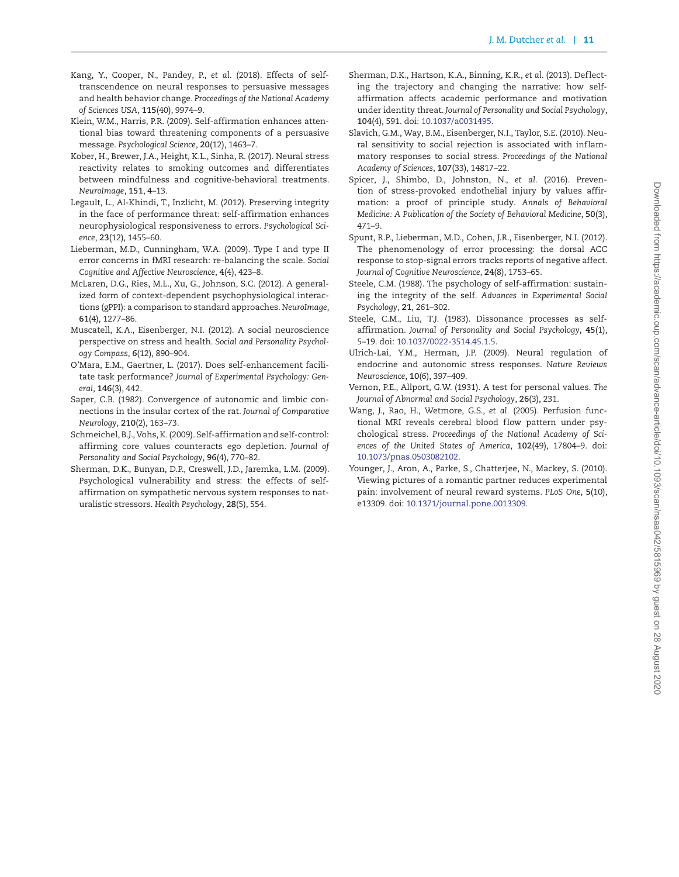Kang, Y., Cooper, N., Pandey, P., *et al*. (2018). Effects of self-transcendence on neural responses to persuasive messages and health behavior change. *Proceedings of the National Academy of Sciences USA*, **115**(40), 9974–9.

Klein, W.M., Harris, P.R. (2009). Self-affirmation enhances attentional bias toward threatening components of a persuasive message. *Psychological Science*, **20**(12), 1463–7.

Kober, H., Brewer, J.A., Height, K.L., Sinha, R. (2017). Neural stress reactivity relates to smoking outcomes and differentiates between mindfulness and cognitive-behavioral treatments. *NeuroImage*, **151**, 4–13.

Legault, L., Al-Khindi, T., Inzlicht, M. (2012). Preserving integrity in the face of performance threat: self-affirmation enhances neurophysiological responsiveness to errors. *Psychological Science*, **23**(12), 1455–60.

Lieberman, M.D., Cunningham, W.A. (2009). Type I and type II error concerns in fMRI research: re-balancing the scale. *Social Cognitive and Affective Neuroscience*, **4**(4), 423–8.

McLaren, D.G., Ries, M.L., Xu, G., Johnson, S.C. (2012). A generalized form of context-dependent psychophysiological interactions (gPPI): a comparison to standard approaches. *NeuroImage*, **61**(4), 1277–86.

Muscatell, K.A., Eisenberger, N.I. (2012). A social neuroscience perspective on stress and health. *Social and Personality Psychology Compass*, **6**(12), 890–904.

O'Mara, E.M., Gaertner, L. (2017). Does self-enhancement facilitate task performance? *Journal of Experimental Psychology: General*, **146**(3), 442.

Saper, C.B. (1982). Convergence of autonomic and limbic connections in the insular cortex of the rat. *Journal of Comparative Neurology*, **210**(2), 163–73.

Schmeichel, B.J., Vohs, K. (2009). Self-affirmation and self-control: affirming core values counteracts ego depletion. *Journal of Personality and Social Psychology*, **96**(4), 770–82.

Sherman, D.K., Bunyan, D.P., Creswell, J.D., Jaremka, L.M. (2009). Psychological vulnerability and stress: the effects of self-affirmation on sympathetic nervous system responses to naturalistic stressors. *Health Psychology*, **28**(5), 554.

Sherman, D.K., Hartson, K.A., Binning, K.R., *et al*. (2013). Deflecting the trajectory and changing the narrative: how self-affirmation affects academic performance and motivation under identity threat. *Journal of Personality and Social Psychology*, **104**(4), 591. doi: 10.1037/a0031495.

Slavich, G.M., Way, B.M., Eisenberger, N.I., Taylor, S.E. (2010). Neural sensitivity to social rejection is associated with inflammatory responses to social stress. *Proceedings of the National Academy of Sciences*, **107**(33), 14817–22.

Spicer, J., Shimbo, D., Johnston, N., *et al*. (2016). Prevention of stress-provoked endothelial injury by values affirmation: a proof of principle study. *Annals of Behavioral Medicine: A Publication of the Society of Behavioral Medicine*, **50**(3), 471–9.

Spunt, R.P., Lieberman, M.D., Cohen, J.R., Eisenberger, N.I. (2012). The phenomenology of error processing: the dorsal ACC response to stop-signal errors tracks reports of negative affect. *Journal of Cognitive Neuroscience*, **24**(8), 1753–65.

Steele, C.M. (1988). The psychology of self-affirmation: sustaining the integrity of the self. *Advances in Experimental Social Psychology*, **21**, 261–302.

Steele, C.M., Liu, T.J. (1983). Dissonance processes as self-affirmation. *Journal of Personality and Social Psychology*, **45**(1), 5–19. doi: 10.1037/0022-3514.45.1.5.

Ulrich-Lai, Y.M., Herman, J.P. (2009). Neural regulation of endocrine and autonomic stress responses. *Nature Reviews Neuroscience*, **10**(6), 397–409.

Vernon, P.E., Allport, G.W. (1931). A test for personal values. *The Journal of Abnormal and Social Psychology*, **26**(3), 231.

Wang, J., Rao, H., Wetmore, G.S., *et al*. (2005). Perfusion functional MRI reveals cerebral blood flow pattern under psychological stress. *Proceedings of the National Academy of Sciences of the United States of America*, **102**(49), 17804–9. doi: 10.1073/pnas.0503082102.

Younger, J., Aron, A., Parke, S., Chatterjee, N., Mackey, S. (2010). Viewing pictures of a romantic partner reduces experimental pain: involvement of neural reward systems. *PLoS One*, **5**(10), e13309. doi: 10.1371/journal.pone.0013309.